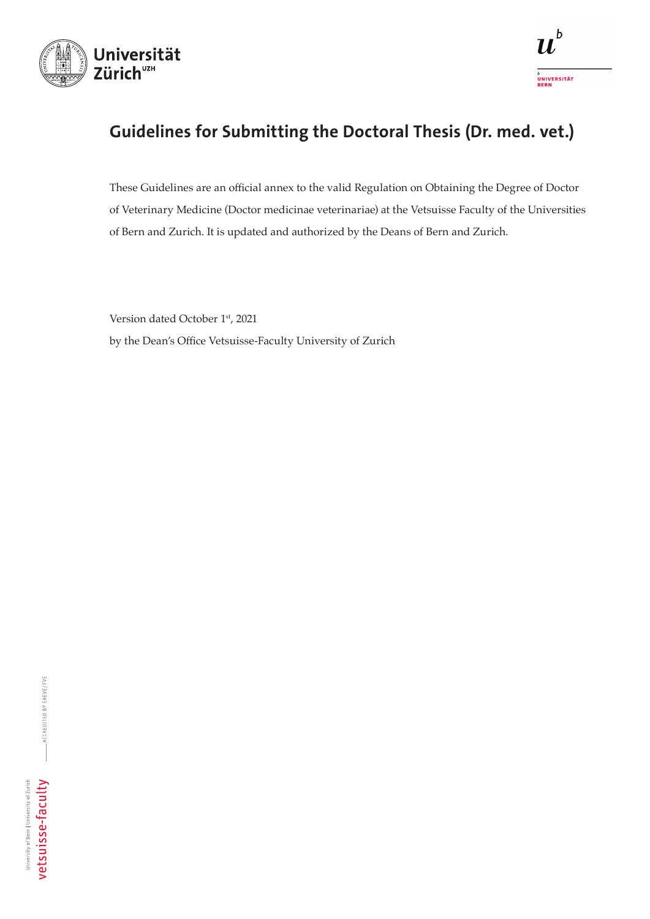# Guidelines for Submitting the Doctoral Thesis (Dr. med. vet.)

These Guidelines are an official annex to the valid Regulation on Obtaining the Degree of Doctor of Veterinary Medicine (Doctor medicinae veterinariae) at the Vetsuisse Faculty of the Universities of Bern and Zurich. It is updated and authorized by the Deans of Bern and Zurich.

Version dated October 1st, 2021

by the Dean's Office Vetsuisse-Faculty University of Zurich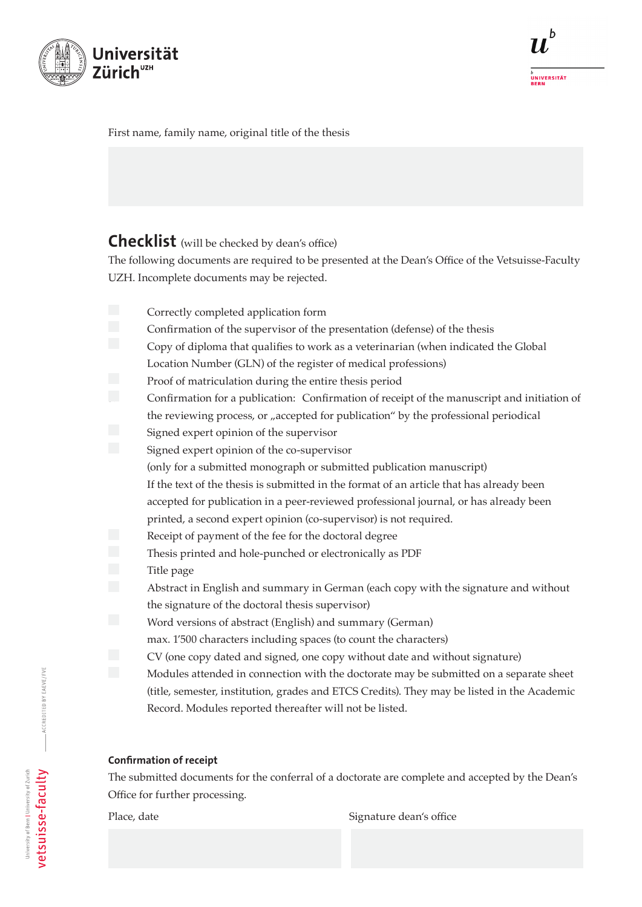First name, family name, original title of the thesis

## Checklist (will be checked by dean's office)

The following documents are required to be presented at the Dean's Office of the Vetsuisse-Faculty UZH. Incomplete documents may be rejected.

- [ ] Correctly completed application form
- [ ] Confirmation of the supervisor of the presentation (defense) of the thesis
- [ ] Copy of diploma that qualifies to work as a veterinarian (when indicated the Global Location Number (GLN) of the register of medical professions)
- [ ] Proof of matriculation during the entire thesis period
- [ ] Confirmation for a publication: Confirmation of receipt of the manuscript and initiation of the reviewing process, or „accepted for publication" by the professional periodical
- [ ] Signed expert opinion of the supervisor
- [ ] Signed expert opinion of the co-supervisor
  (only for a submitted monograph or submitted publication manuscript)
  If the text of the thesis is submitted in the format of an article that has already been accepted for publication in a peer-reviewed professional journal, or has already been printed, a second expert opinion (co-supervisor) is not required.
- [ ] Receipt of payment of the fee for the doctoral degree
- [ ] Thesis printed and hole-punched or electronically as PDF
- [ ] Title page
- [ ] Abstract in English and summary in German (each copy with the signature and without the signature of the doctoral thesis supervisor)
- [ ] Word versions of abstract (English) and summary (German)
  max. 1'500 characters including spaces (to count the characters)
- [ ] CV (one copy dated and signed, one copy without date and without signature)
- [ ] Modules attended in connection with the doctorate may be submitted on a separate sheet (title, semester, institution, grades and ETCS Credits). They may be listed in the Academic Record. Modules reported thereafter will not be listed.

**Confirmation of receipt**

The submitted documents for the conferral of a doctorate are complete and accepted by the Dean's Office for further processing.

Place, date

Signature dean's office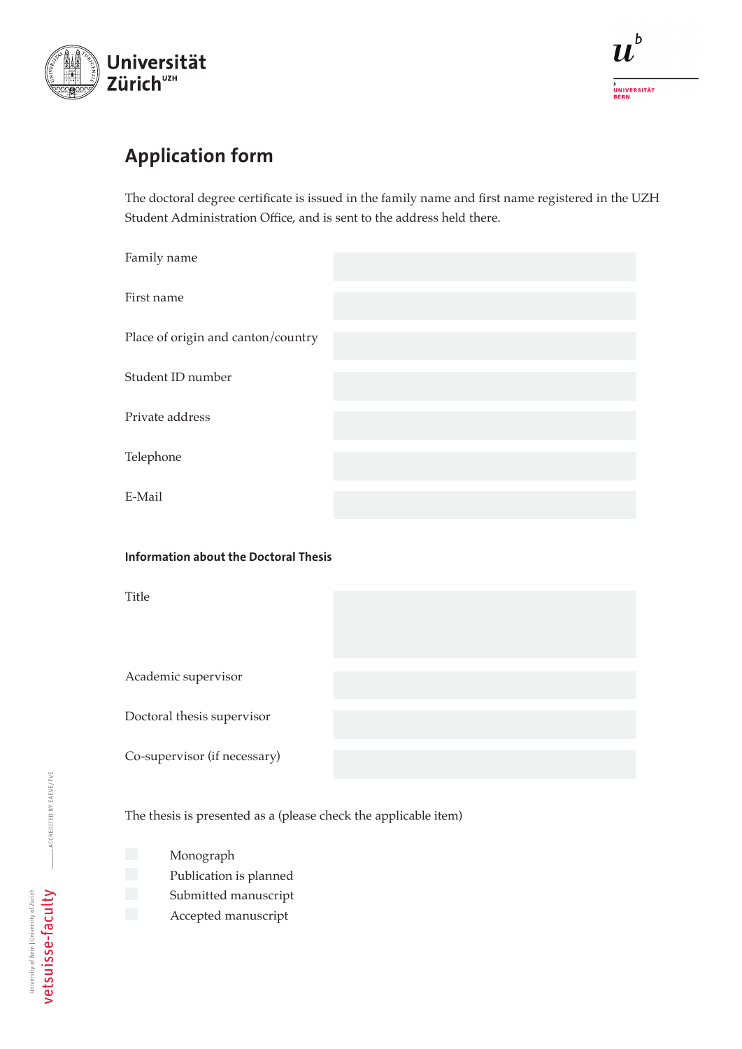# Application form

The doctoral degree certificate is issued in the family name and first name registered in the UZH Student Administration Office, and is sent to the address held there.

| | |
|---|---|
| Family name | |
| First name | |
| Place of origin and canton/country | |
| Student ID number | |
| Private address | |
| Telephone | |
| E-Mail | |

**Information about the Doctoral Thesis**

| | |
|---|---|
| Title | |
| Academic supervisor | |
| Doctoral thesis supervisor | |
| Co-supervisor (if necessary) | |

The thesis is presented as a (please check the applicable item)

- ☐ Monograph
- ☐ Publication is planned
- ☐ Submitted manuscript
- ☐ Accepted manuscript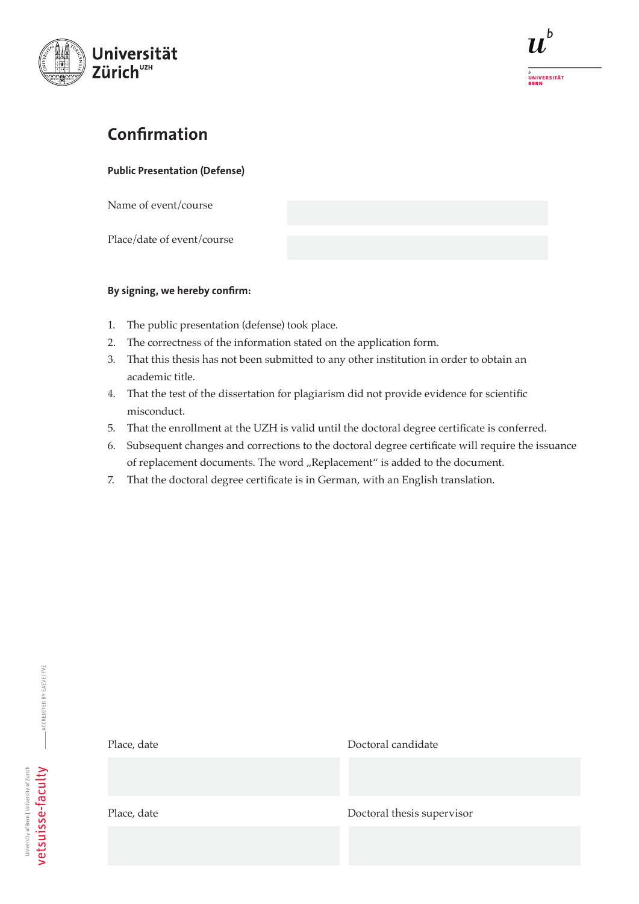# Confirmation

**Public Presentation (Defense)**

| Name of event/course | |
| --- | --- |
| Place/date of event/course | |

**By signing, we hereby confirm:**

1. The public presentation (defense) took place.
2. The correctness of the information stated on the application form.
3. That this thesis has not been submitted to any other institution in order to obtain an academic title.
4. That the test of the dissertation for plagiarism did not provide evidence for scientific misconduct.
5. That the enrollment at the UZH is valid until the doctoral degree certificate is conferred.
6. Subsequent changes and corrections to the doctoral degree certificate will require the issuance of replacement documents. The word „Replacement“ is added to the document.
7. That the doctoral degree certificate is in German, with an English translation.

| Place, date | Doctoral candidate |
| --- | --- |
| | |
| Place, date | Doctoral thesis supervisor |
| | |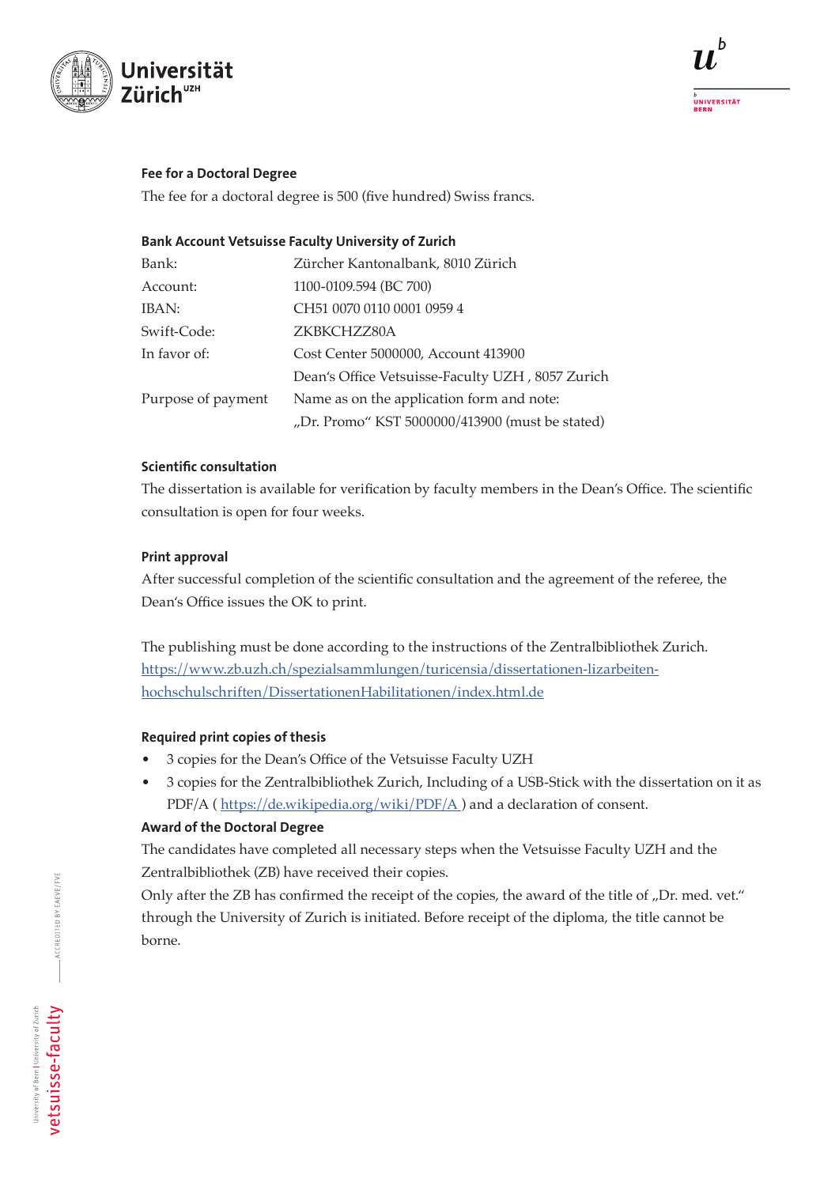### Fee for a Doctoral Degree

The fee for a doctoral degree is 500 (five hundred) Swiss francs.

### Bank Account Vetsuisse Faculty University of Zurich

| | |
|---|---|
| Bank: | Zürcher Kantonalbank, 8010 Zürich |
| Account: | 1100-0109.594 (BC 700) |
| IBAN: | CH51 0070 0110 0001 0959 4 |
| Swift-Code: | ZKBKCHZZ80A |
| In favor of: | Cost Center 5000000, Account 413900 |
| | Dean's Office Vetsuisse-Faculty UZH , 8057 Zurich |
| Purpose of payment | Name as on the application form and note: |
| | „Dr. Promo" KST 5000000/413900 (must be stated) |

### Scientific consultation

The dissertation is available for verification by faculty members in the Dean's Office. The scientific consultation is open for four weeks.

### Print approval

After successful completion of the scientific consultation and the agreement of the referee, the Dean's Office issues the OK to print.

The publishing must be done according to the instructions of the Zentralbibliothek Zurich. https://www.zb.uzh.ch/spezialsammlungen/turicensia/dissertationen-lizarbeiten-hochschulschriften/DissertationenHabilitationen/index.html.de

### Required print copies of thesis

- 3 copies for the Dean's Office of the Vetsuisse Faculty UZH
- 3 copies for the Zentralbibliothek Zurich, Including of a USB-Stick with the dissertation on it as PDF/A ( https://de.wikipedia.org/wiki/PDF/A ) and a declaration of consent.

### Award of the Doctoral Degree

The candidates have completed all necessary steps when the Vetsuisse Faculty UZH and the Zentralbibliothek (ZB) have received their copies.

Only after the ZB has confirmed the receipt of the copies, the award of the title of „Dr. med. vet." through the University of Zurich is initiated. Before receipt of the diploma, the title cannot be borne.